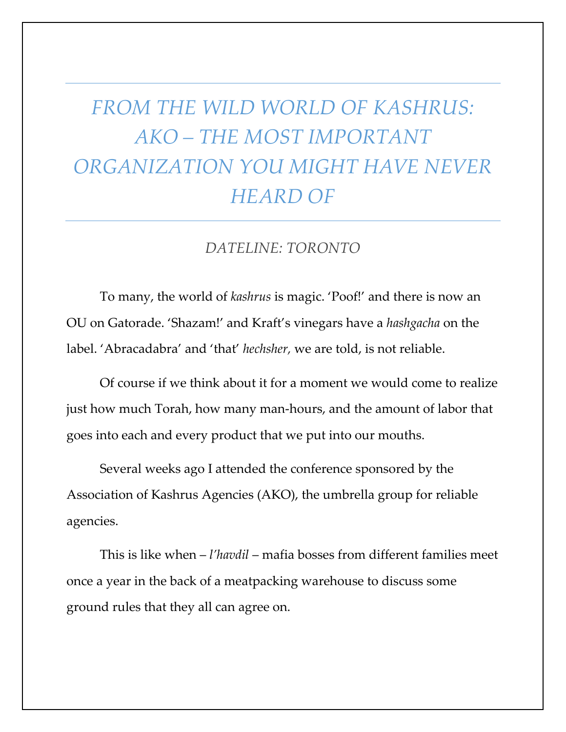# FROM THE WILD WORLD OF KASHRUS: AKO – THE MOST IMPORTANT ORGANIZATION YOU MIGHT HAVE NEVER HEARD OF

*DATELINE: TORONTO*

To many, the world of *kashrus* is magic. 'Poof!' and there is now an OU on Gatorade. 'Shazam!' and Kraft's vinegars have a *hashgacha* on the label. 'Abracadabra' and 'that' *hechsher,* we are told, is not reliable.

Of course if we think about it for a moment we would come to realize just how much Torah, how many man-hours, and the amount of labor that goes into each and every product that we put into our mouths.

Several weeks ago I attended the conference sponsored by the Association of Kashrus Agencies (AKO), the umbrella group for reliable agencies.

This is like when – *l'havdil* – mafia bosses from different families meet once a year in the back of a meatpacking warehouse to discuss some ground rules that they all can agree on.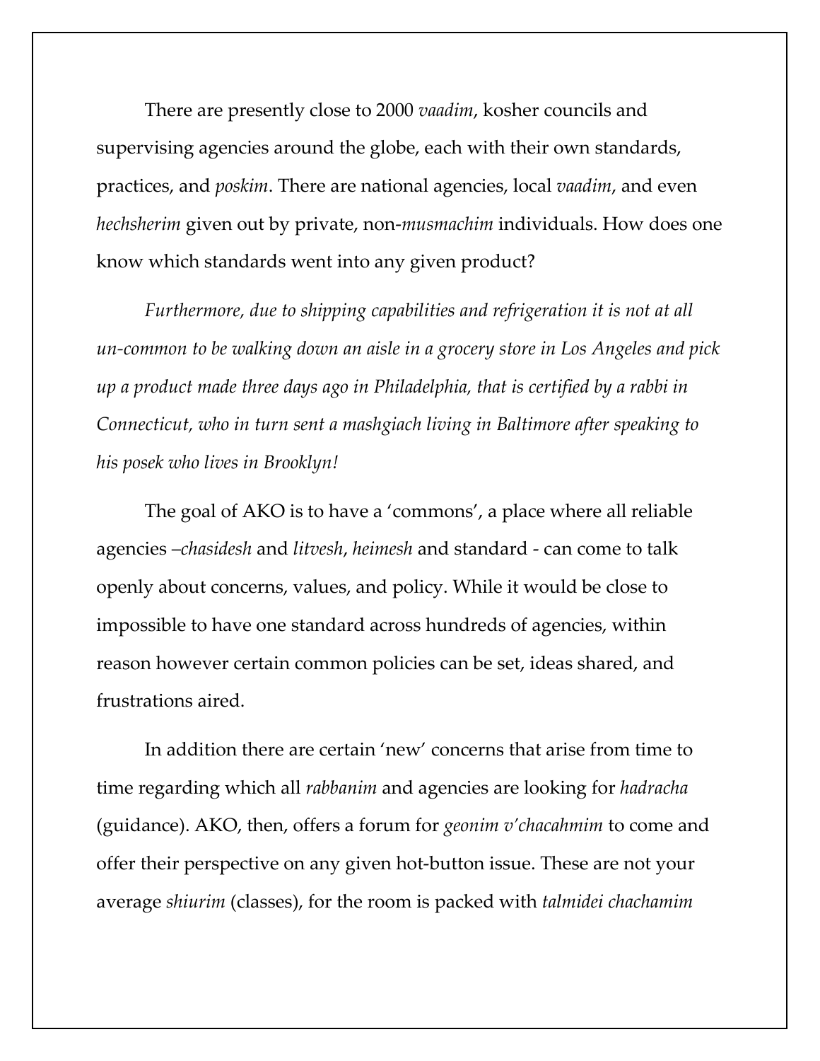There are presently close to 2000 *vaadim*, kosher councils and supervising agencies around the globe, each with their own standards, practices, and *poskim*. There are national agencies, local *vaadim*, and even *hechsherim* given out by private, non-*musmachim* individuals. How does one know which standards went into any given product?

*Furthermore, due to shipping capabilities and refrigeration it is not at all un-common to be walking down an aisle in a grocery store in Los Angeles and pick up a product made three days ago in Philadelphia, that is certified by a rabbi in Connecticut, who in turn sent a mashgiach living in Baltimore after speaking to his posek who lives in Brooklyn!*

The goal of AKO is to have a 'commons', a place where all reliable agencies –*chasidesh* and *litvesh*, *heimesh* and standard - can come to talk openly about concerns, values, and policy. While it would be close to impossible to have one standard across hundreds of agencies, within reason however certain common policies can be set, ideas shared, and frustrations aired.

In addition there are certain 'new' concerns that arise from time to time regarding which all *rabbanim* and agencies are looking for *hadracha* (guidance). AKO, then, offers a forum for *geonim v'chacahmim* to come and offer their perspective on any given hot-button issue. These are not your average *shiurim* (classes), for the room is packed with *talmidei chachamim*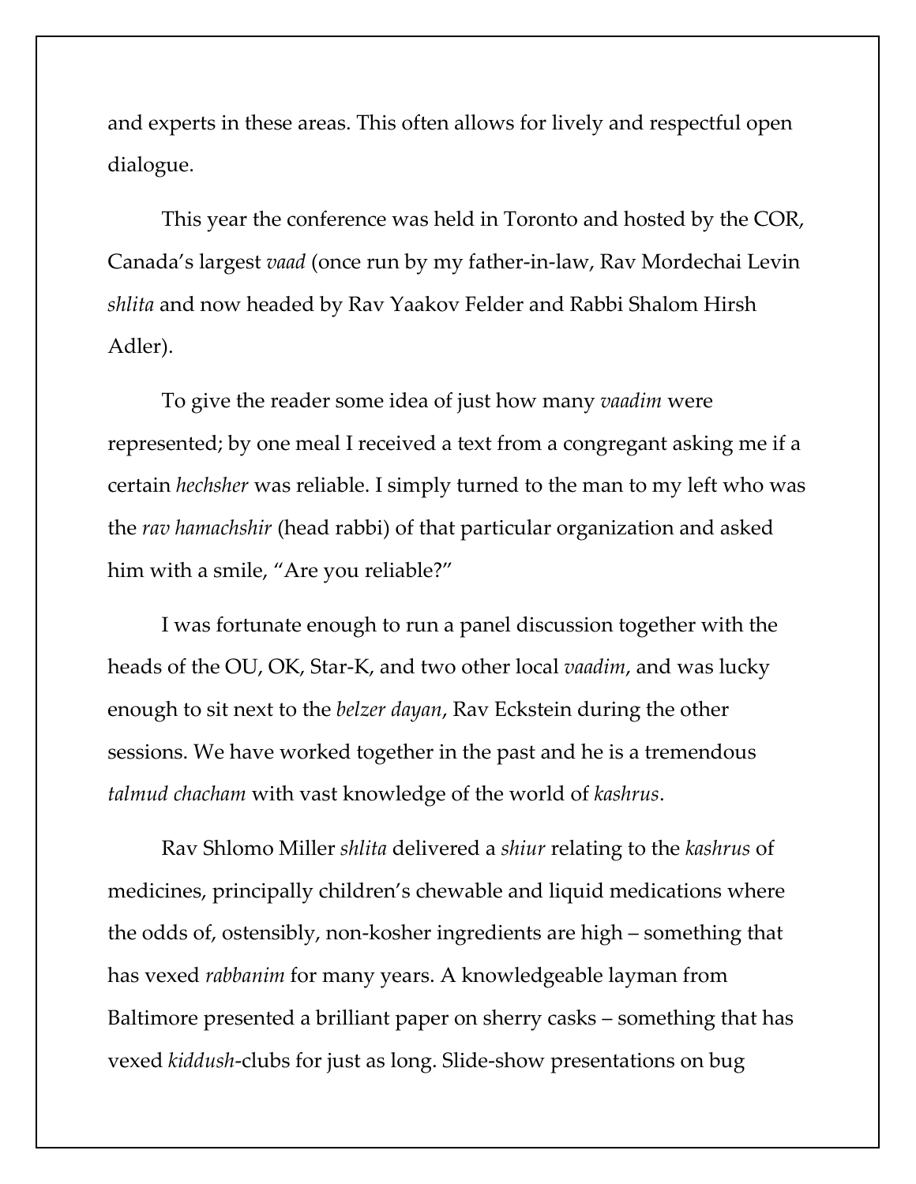and experts in these areas. This often allows for lively and respectful open dialogue.

This year the conference was held in Toronto and hosted by the COR, Canada's largest *vaad* (once run by my father-in-law, Rav Mordechai Levin *shlita* and now headed by Rav Yaakov Felder and Rabbi Shalom Hirsh Adler).

To give the reader some idea of just how many *vaadim* were represented; by one meal I received a text from a congregant asking me if a certain *hechsher* was reliable. I simply turned to the man to my left who was the *rav hamachshir* (head rabbi) of that particular organization and asked him with a smile, "Are you reliable?"

I was fortunate enough to run a panel discussion together with the heads of the OU, OK, Star-K, and two other local *vaadim*, and was lucky enough to sit next to the *belzer dayan*, Rav Eckstein during the other sessions. We have worked together in the past and he is a tremendous *talmud chacham* with vast knowledge of the world of *kashrus*.

Rav Shlomo Miller *shlita* delivered a *shiur* relating to the *kashrus* of medicines, principally children's chewable and liquid medications where the odds of, ostensibly, non-kosher ingredients are high – something that has vexed *rabbanim* for many years. A knowledgeable layman from Baltimore presented a brilliant paper on sherry casks – something that has vexed *kiddush*-clubs for just as long. Slide-show presentations on bug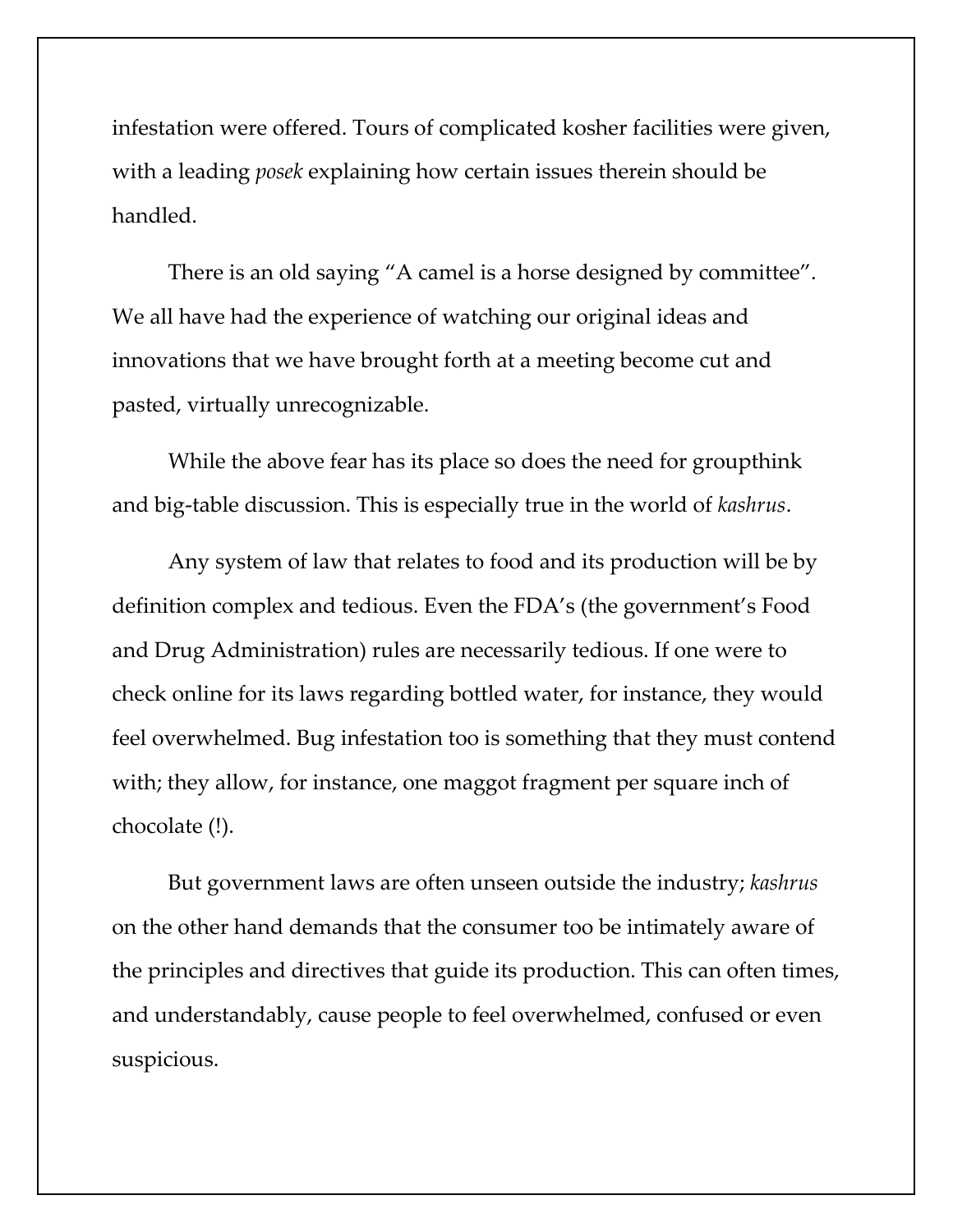infestation were offered. Tours of complicated kosher facilities were given, with a leading *posek* explaining how certain issues therein should be handled.

There is an old saying "A camel is a horse designed by committee". We all have had the experience of watching our original ideas and innovations that we have brought forth at a meeting become cut and pasted, virtually unrecognizable.

While the above fear has its place so does the need for groupthink and big-table discussion. This is especially true in the world of *kashrus*.

Any system of law that relates to food and its production will be by definition complex and tedious. Even the FDA's (the government's Food and Drug Administration) rules are necessarily tedious. If one were to check online for its laws regarding bottled water, for instance, they would feel overwhelmed. Bug infestation too is something that they must contend with; they allow, for instance, one maggot fragment per square inch of chocolate (!).

But government laws are often unseen outside the industry; *kashrus* on the other hand demands that the consumer too be intimately aware of the principles and directives that guide its production. This can often times, and understandably, cause people to feel overwhelmed, confused or even suspicious.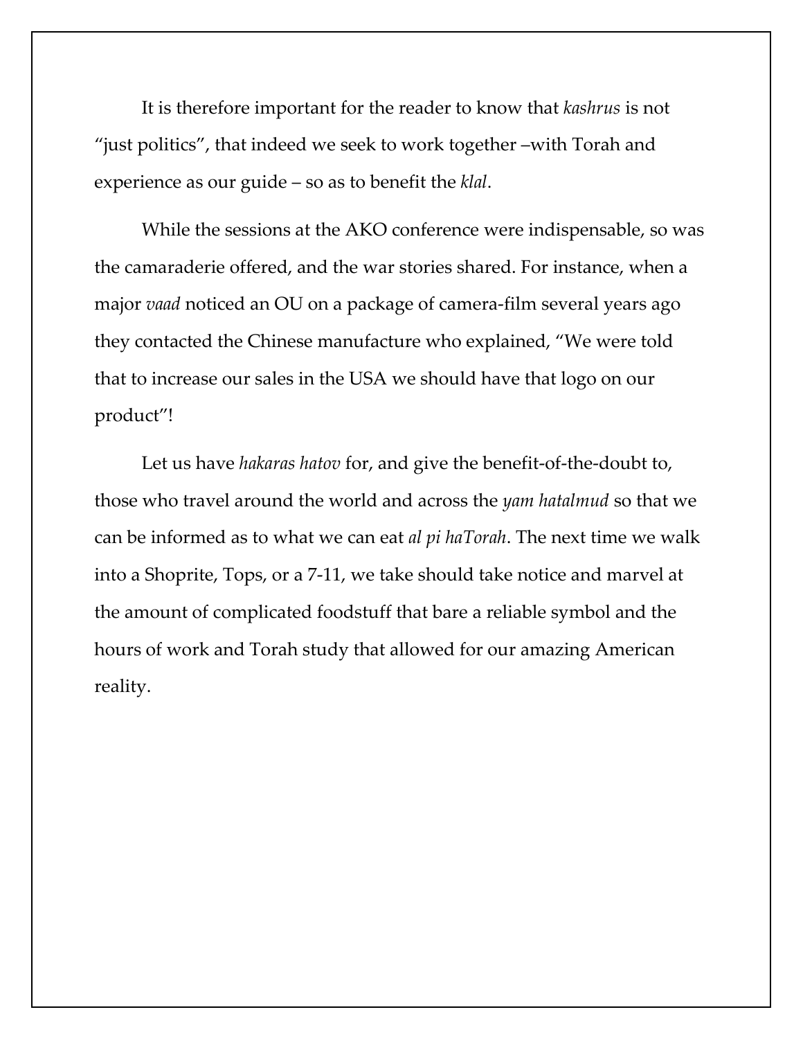It is therefore important for the reader to know that *kashrus* is not "just politics", that indeed we seek to work together –with Torah and experience as our guide – so as to benefit the *klal*.

While the sessions at the AKO conference were indispensable, so was the camaraderie offered, and the war stories shared. For instance, when a major *vaad* noticed an OU on a package of camera-film several years ago they contacted the Chinese manufacture who explained, "We were told that to increase our sales in the USA we should have that logo on our product"!

Let us have *hakaras hatov* for, and give the benefit-of-the-doubt to, those who travel around the world and across the *yam hatalmud* so that we can be informed as to what we can eat *al pi haTorah*. The next time we walk into a Shoprite, Tops, or a 7-11, we take should take notice and marvel at the amount of complicated foodstuff that bare a reliable symbol and the hours of work and Torah study that allowed for our amazing American reality.